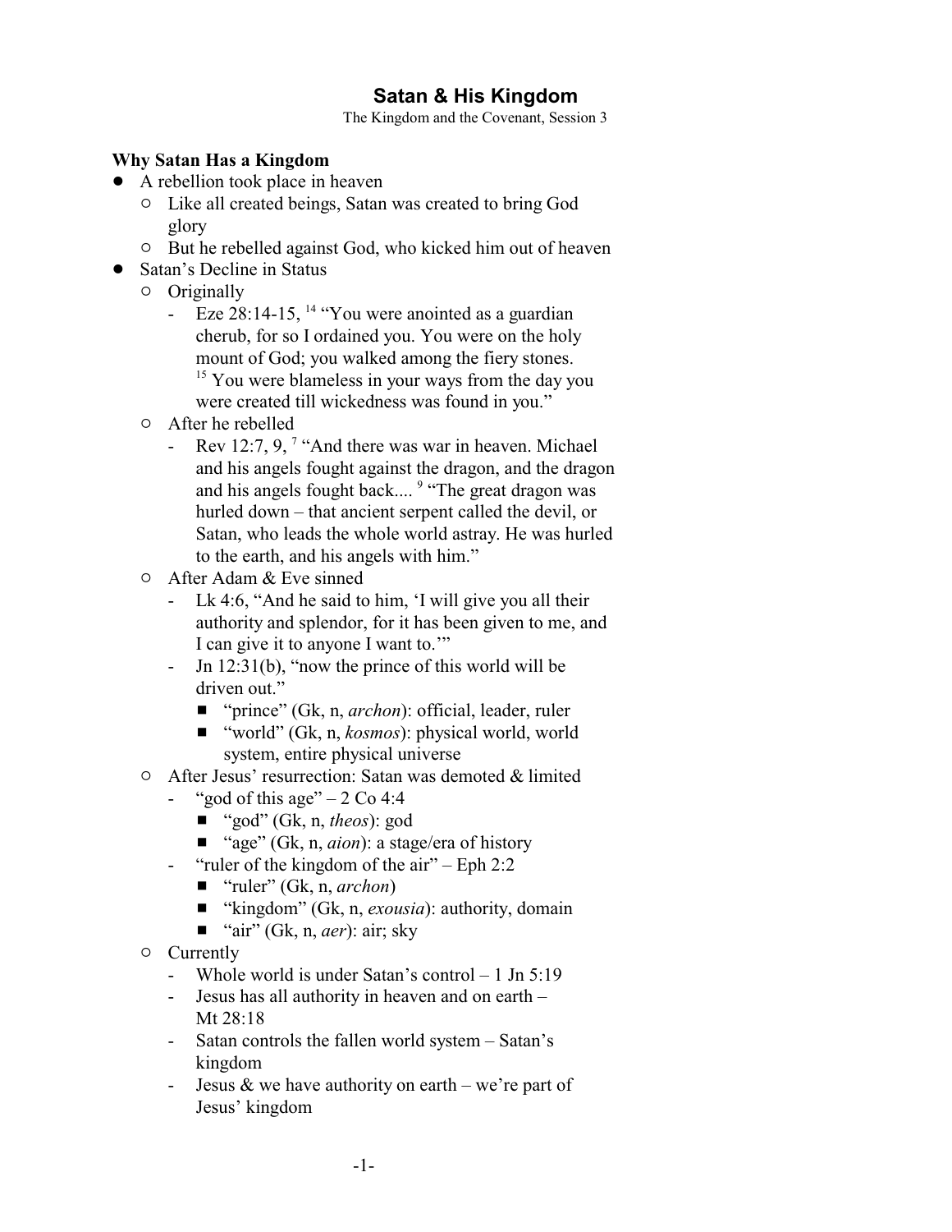# Satan & His Kingdom

The Kingdom and the Covenant, Session 3

**Why Satan Has a Kingdom**

- A rebellion took place in heaven
  - Like all created beings, Satan was created to bring God glory
  - But he rebelled against God, who kicked him out of heaven
- Satan's Decline in Status
  - Originally
    - Eze 28:14-15, [14] "You were anointed as a guardian cherub, for so I ordained you. You were on the holy mount of God; you walked among the fiery stones. [15] You were blameless in your ways from the day you were created till wickedness was found in you."
  - After he rebelled
    - Rev 12:7, 9, [7] "And there was war in heaven. Michael and his angels fought against the dragon, and the dragon and his angels fought back.... [9] "The great dragon was hurled down – that ancient serpent called the devil, or Satan, who leads the whole world astray. He was hurled to the earth, and his angels with him."
  - After Adam & Eve sinned
    - Lk 4:6, "And he said to him, 'I will give you all their authority and splendor, for it has been given to me, and I can give it to anyone I want to.'"
    - Jn 12:31(b), "now the prince of this world will be driven out."
      - "prince" (Gk, n, *archon*): official, leader, ruler
      - "world" (Gk, n, *kosmos*): physical world, world system, entire physical universe
  - After Jesus' resurrection: Satan was demoted & limited
    - "god of this age" – 2 Co 4:4
      - "god" (Gk, n, *theos*): god
      - "age" (Gk, n, *aion*): a stage/era of history
    - "ruler of the kingdom of the air" – Eph 2:2
      - "ruler" (Gk, n, *archon*)
      - "kingdom" (Gk, n, *exousia*): authority, domain
      - "air" (Gk, n, *aer*): air; sky
  - Currently
    - Whole world is under Satan's control – 1 Jn 5:19
    - Jesus has all authority in heaven and on earth – Mt 28:18
    - Satan controls the fallen world system – Satan's kingdom
    - Jesus & we have authority on earth – we're part of Jesus' kingdom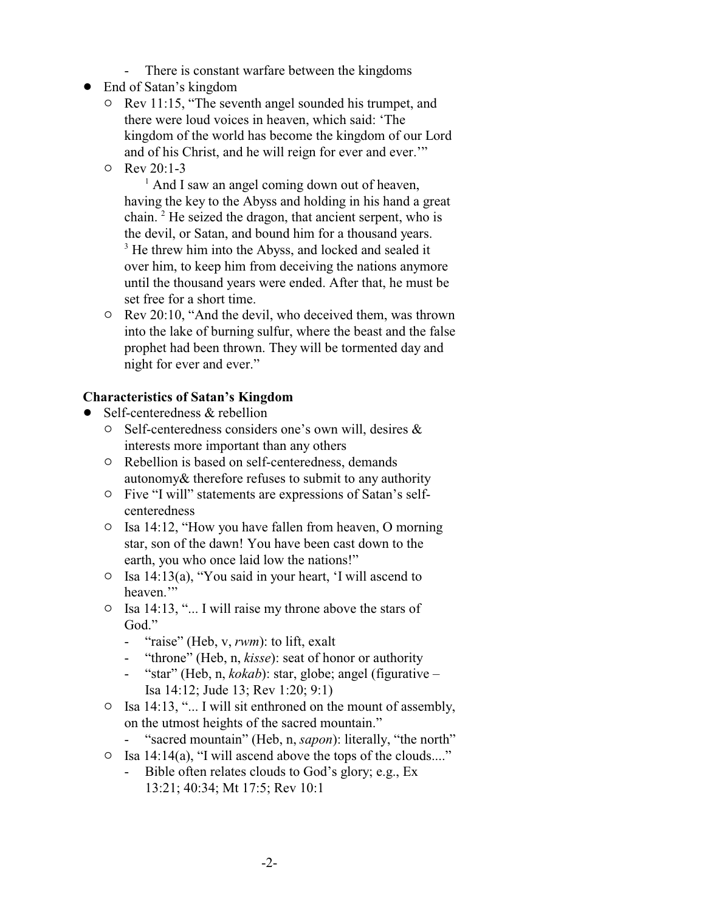- There is constant warfare between the kingdoms
- End of Satan's kingdom
  - Rev 11:15, "The seventh angel sounded his trumpet, and there were loud voices in heaven, which said: 'The kingdom of the world has become the kingdom of our Lord and of his Christ, and he will reign for ever and ever.'"
  - Rev 20:1-3

    [1] And I saw an angel coming down out of heaven, having the key to the Abyss and holding in his hand a great chain. [2] He seized the dragon, that ancient serpent, who is the devil, or Satan, and bound him for a thousand years. [3] He threw him into the Abyss, and locked and sealed it over him, to keep him from deceiving the nations anymore until the thousand years were ended. After that, he must be set free for a short time.
  - Rev 20:10, "And the devil, who deceived them, was thrown into the lake of burning sulfur, where the beast and the false prophet had been thrown. They will be tormented day and night for ever and ever."

**Characteristics of Satan's Kingdom**

- Self-centeredness & rebellion
  - Self-centeredness considers one's own will, desires & interests more important than any others
  - Rebellion is based on self-centeredness, demands autonomy& therefore refuses to submit to any authority
  - Five "I will" statements are expressions of Satan's self-centeredness
  - Isa 14:12, "How you have fallen from heaven, O morning star, son of the dawn! You have been cast down to the earth, you who once laid low the nations!"
  - Isa 14:13(a), "You said in your heart, 'I will ascend to heaven.'"
  - Isa 14:13, "... I will raise my throne above the stars of God."
    - "raise" (Heb, v, *rwm*): to lift, exalt
    - "throne" (Heb, n, *kisse*): seat of honor or authority
    - "star" (Heb, n, *kokab*): star, globe; angel (figurative – Isa 14:12; Jude 13; Rev 1:20; 9:1)
  - Isa 14:13, "... I will sit enthroned on the mount of assembly, on the utmost heights of the sacred mountain."
    - "sacred mountain" (Heb, n, *sapon*): literally, "the north"
  - Isa 14:14(a), "I will ascend above the tops of the clouds...."
    - Bible often relates clouds to God's glory; e.g., Ex 13:21; 40:34; Mt 17:5; Rev 10:1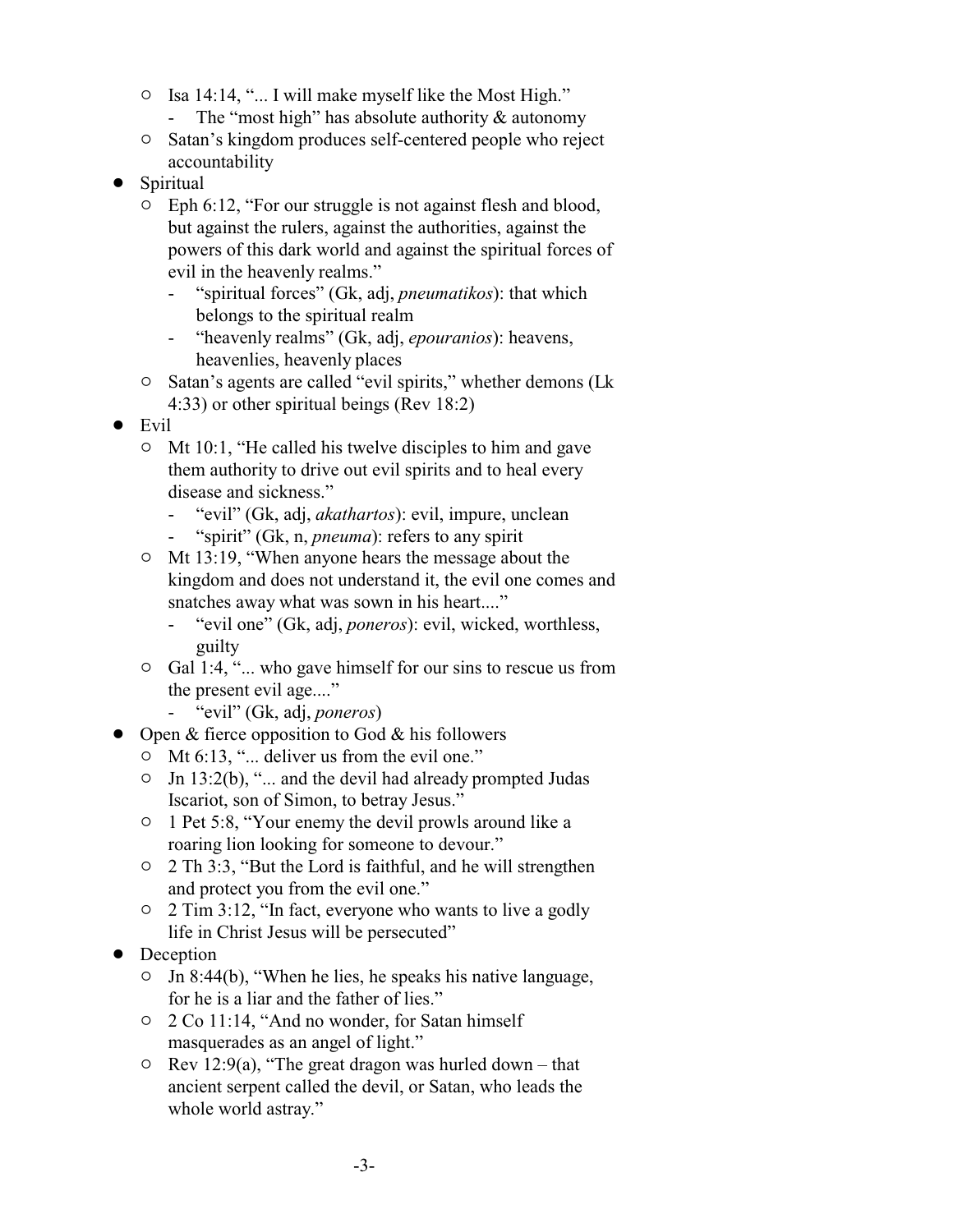- Isa 14:14, "... I will make myself like the Most High."
        - The "most high" has absolute authority & autonomy
    - Satan's kingdom produces self-centered people who reject accountability
- Spiritual
    - Eph 6:12, "For our struggle is not against flesh and blood, but against the rulers, against the authorities, against the powers of this dark world and against the spiritual forces of evil in the heavenly realms."
        - "spiritual forces" (Gk, adj, *pneumatikos*): that which belongs to the spiritual realm
        - "heavenly realms" (Gk, adj, *epouranios*): heavens, heavenlies, heavenly places
    - Satan's agents are called "evil spirits," whether demons (Lk 4:33) or other spiritual beings (Rev 18:2)
- Evil
    - Mt 10:1, "He called his twelve disciples to him and gave them authority to drive out evil spirits and to heal every disease and sickness."
        - "evil" (Gk, adj, *akathartos*): evil, impure, unclean
        - "spirit" (Gk, n, *pneuma*): refers to any spirit
    - Mt 13:19, "When anyone hears the message about the kingdom and does not understand it, the evil one comes and snatches away what was sown in his heart...."
        - "evil one" (Gk, adj, *poneros*): evil, wicked, worthless, guilty
    - Gal 1:4, "... who gave himself for our sins to rescue us from the present evil age...."
        - "evil" (Gk, adj, *poneros*)
- Open & fierce opposition to God & his followers
    - Mt 6:13, "... deliver us from the evil one."
    - Jn 13:2(b), "... and the devil had already prompted Judas Iscariot, son of Simon, to betray Jesus."
    - 1 Pet 5:8, "Your enemy the devil prowls around like a roaring lion looking for someone to devour."
    - 2 Th 3:3, "But the Lord is faithful, and he will strengthen and protect you from the evil one."
    - 2 Tim 3:12, "In fact, everyone who wants to live a godly life in Christ Jesus will be persecuted"
- Deception
    - Jn 8:44(b), "When he lies, he speaks his native language, for he is a liar and the father of lies."
    - 2 Co 11:14, "And no wonder, for Satan himself masquerades as an angel of light."
    - Rev 12:9(a), "The great dragon was hurled down – that ancient serpent called the devil, or Satan, who leads the whole world astray."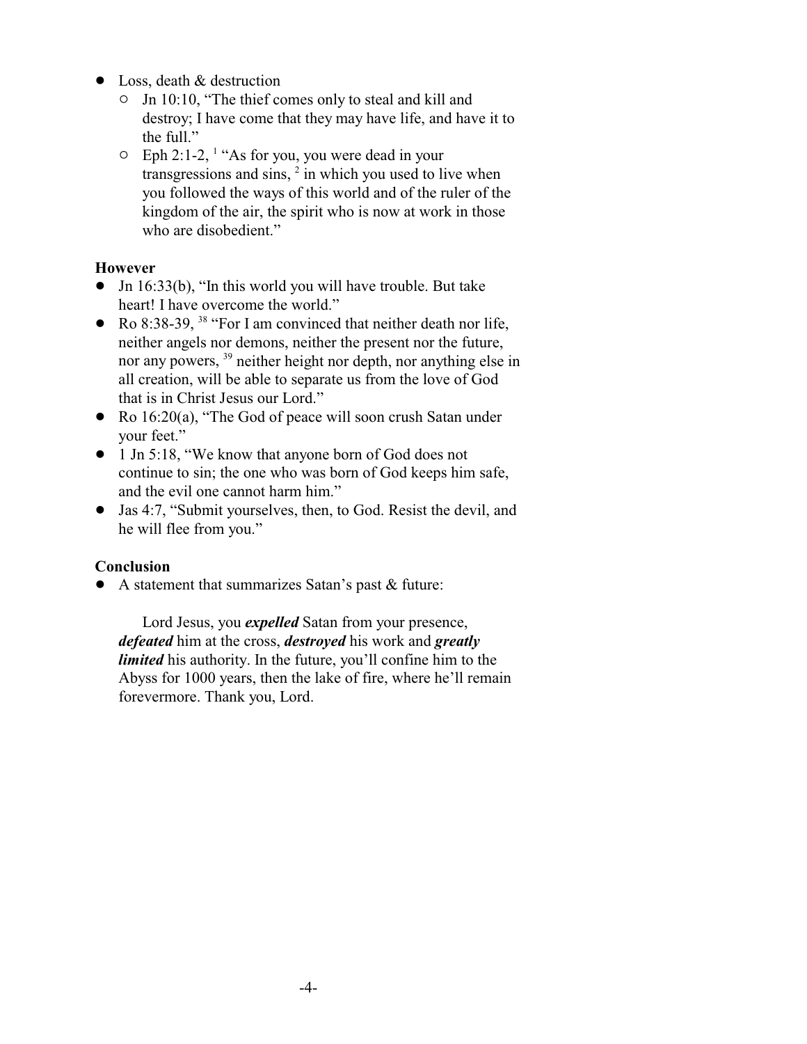- Loss, death & destruction
  - Jn 10:10, "The thief comes only to steal and kill and destroy; I have come that they may have life, and have it to the full."
  - Eph 2:1-2, [1] "As for you, you were dead in your transgressions and sins, [2] in which you used to live when you followed the ways of this world and of the ruler of the kingdom of the air, the spirit who is now at work in those who are disobedient."

**However**

- Jn 16:33(b), "In this world you will have trouble. But take heart! I have overcome the world."
- Ro 8:38-39, [38] "For I am convinced that neither death nor life, neither angels nor demons, neither the present nor the future, nor any powers, [39] neither height nor depth, nor anything else in all creation, will be able to separate us from the love of God that is in Christ Jesus our Lord."
- Ro 16:20(a), "The God of peace will soon crush Satan under your feet."
- 1 Jn 5:18, "We know that anyone born of God does not continue to sin; the one who was born of God keeps him safe, and the evil one cannot harm him."
- Jas 4:7, "Submit yourselves, then, to God. Resist the devil, and he will flee from you."

**Conclusion**

- A statement that summarizes Satan's past & future:

  Lord Jesus, you ***expelled*** Satan from your presence, ***defeated*** him at the cross, ***destroyed*** his work and ***greatly limited*** his authority. In the future, you'll confine him to the Abyss for 1000 years, then the lake of fire, where he'll remain forevermore. Thank you, Lord.